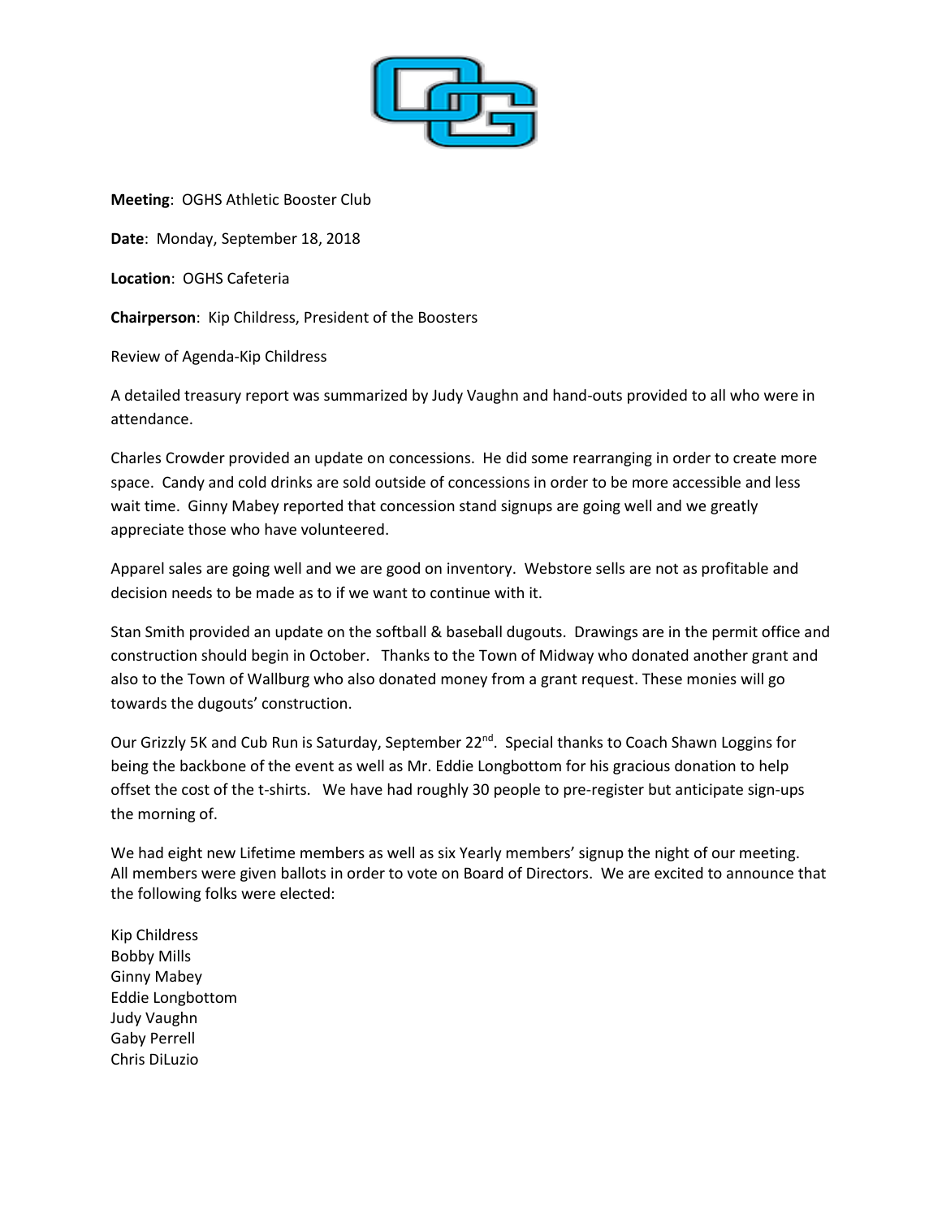**Meeting**: OGHS Athletic Booster Club

**Date**: Monday, September 18, 2018

**Location**: OGHS Cafeteria

**Chairperson**: Kip Childress, President of the Boosters

Review of Agenda-Kip Childress

A detailed treasury report was summarized by Judy Vaughn and hand-outs provided to all who were in attendance.

Charles Crowder provided an update on concessions. He did some rearranging in order to create more space. Candy and cold drinks are sold outside of concessions in order to be more accessible and less wait time. Ginny Mabey reported that concession stand signups are going well and we greatly appreciate those who have volunteered.

Apparel sales are going well and we are good on inventory. Webstore sells are not as profitable and decision needs to be made as to if we want to continue with it.

Stan Smith provided an update on the softball & baseball dugouts. Drawings are in the permit office and construction should begin in October. Thanks to the Town of Midway who donated another grant and also to the Town of Wallburg who also donated money from a grant request. These monies will go towards the dugouts' construction.

Our Grizzly 5K and Cub Run is Saturday, September 22nd. Special thanks to Coach Shawn Loggins for being the backbone of the event as well as Mr. Eddie Longbottom for his gracious donation to help offset the cost of the t-shirts. We have had roughly 30 people to pre-register but anticipate sign-ups the morning of.

We had eight new Lifetime members as well as six Yearly members' signup the night of our meeting. All members were given ballots in order to vote on Board of Directors. We are excited to announce that the following folks were elected:

Kip Childress
Bobby Mills
Ginny Mabey
Eddie Longbottom
Judy Vaughn
Gaby Perrell
Chris DiLuzio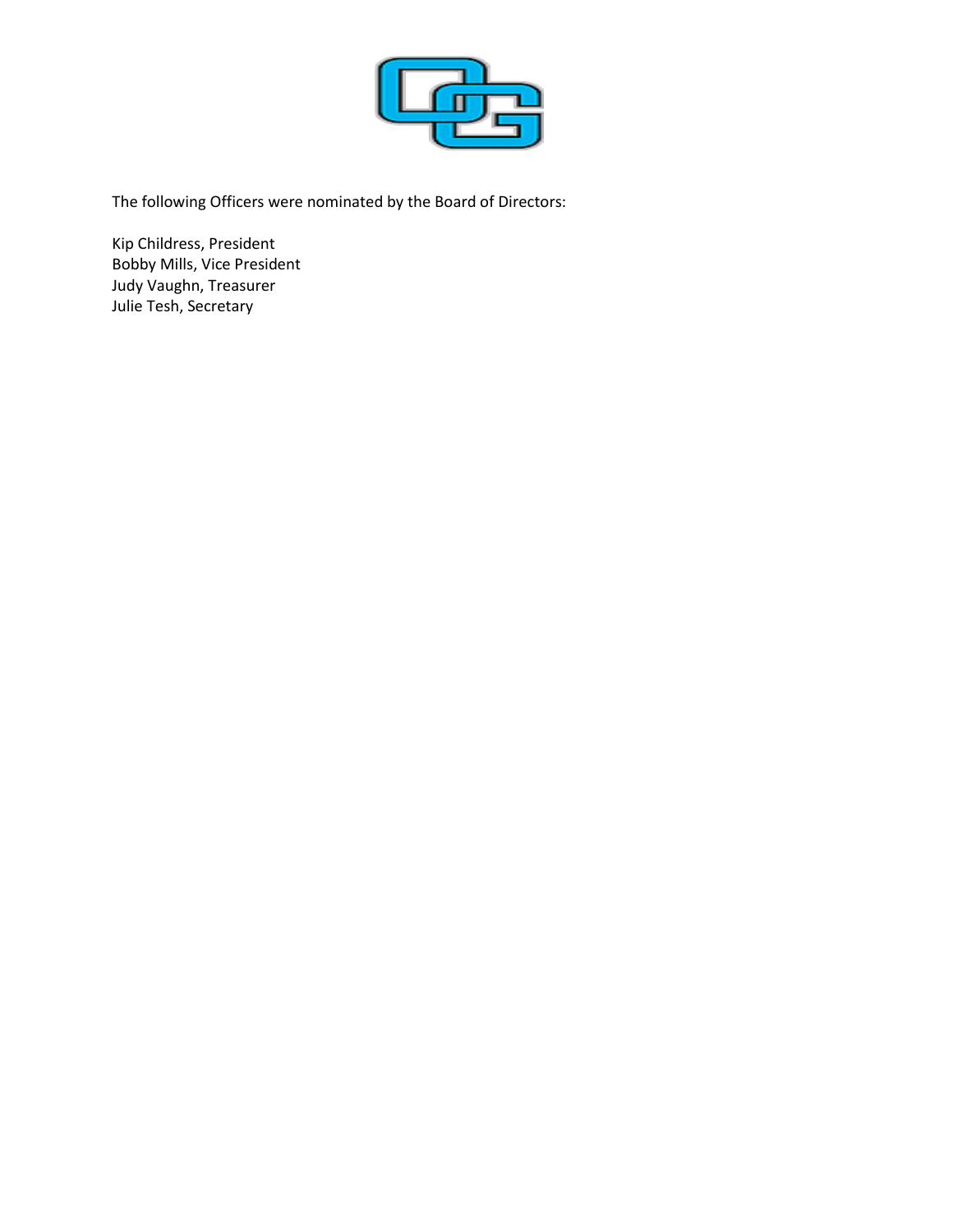The following Officers were nominated by the Board of Directors:

Kip Childress, President
Bobby Mills, Vice President
Judy Vaughn, Treasurer
Julie Tesh, Secretary